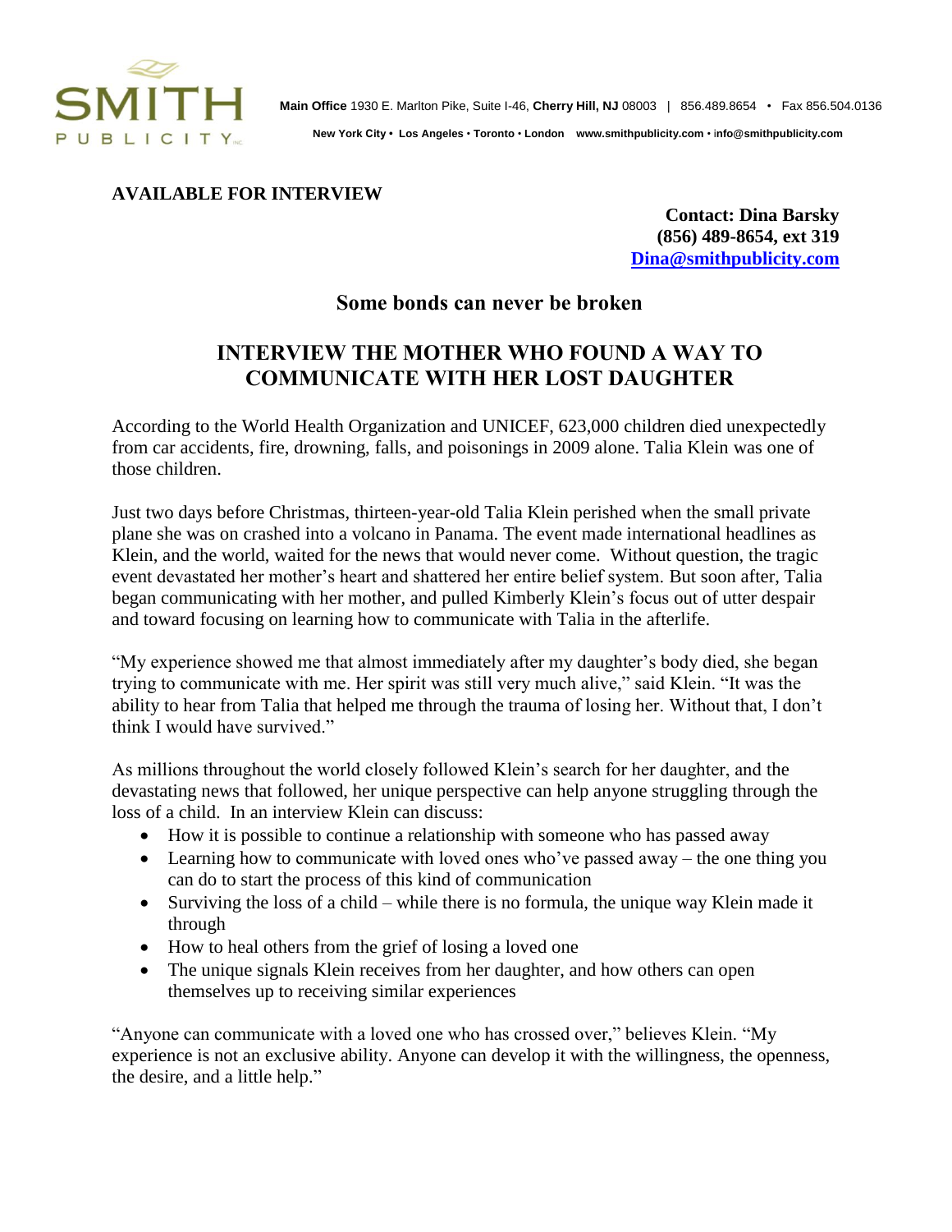SMITH PUBLICITY

**Main Office** 1930 E. Marlton Pike, Suite I-46, **Cherry Hill, NJ** 08003 | 856.489.8654 • Fax 856.504.0136

**New York City • Los Angeles • Toronto • London www.smithpublicity.com • info@smithpublicity.com**

**AVAILABLE FOR INTERVIEW**

**Contact: Dina Barsky**
**(856) 489-8654, ext 319**
**Dina@smithpublicity.com**

## Some bonds can never be broken

# INTERVIEW THE MOTHER WHO FOUND A WAY TO COMMUNICATE WITH HER LOST DAUGHTER

According to the World Health Organization and UNICEF, 623,000 children died unexpectedly from car accidents, fire, drowning, falls, and poisonings in 2009 alone. Talia Klein was one of those children.

Just two days before Christmas, thirteen-year-old Talia Klein perished when the small private plane she was on crashed into a volcano in Panama. The event made international headlines as Klein, and the world, waited for the news that would never come. Without question, the tragic event devastated her mother's heart and shattered her entire belief system. But soon after, Talia began communicating with her mother, and pulled Kimberly Klein's focus out of utter despair and toward focusing on learning how to communicate with Talia in the afterlife.

"My experience showed me that almost immediately after my daughter's body died, she began trying to communicate with me. Her spirit was still very much alive," said Klein. "It was the ability to hear from Talia that helped me through the trauma of losing her. Without that, I don't think I would have survived."

As millions throughout the world closely followed Klein's search for her daughter, and the devastating news that followed, her unique perspective can help anyone struggling through the loss of a child. In an interview Klein can discuss:

- How it is possible to continue a relationship with someone who has passed away
- Learning how to communicate with loved ones who've passed away – the one thing you can do to start the process of this kind of communication
- Surviving the loss of a child – while there is no formula, the unique way Klein made it through
- How to heal others from the grief of losing a loved one
- The unique signals Klein receives from her daughter, and how others can open themselves up to receiving similar experiences

"Anyone can communicate with a loved one who has crossed over," believes Klein. "My experience is not an exclusive ability. Anyone can develop it with the willingness, the openness, the desire, and a little help."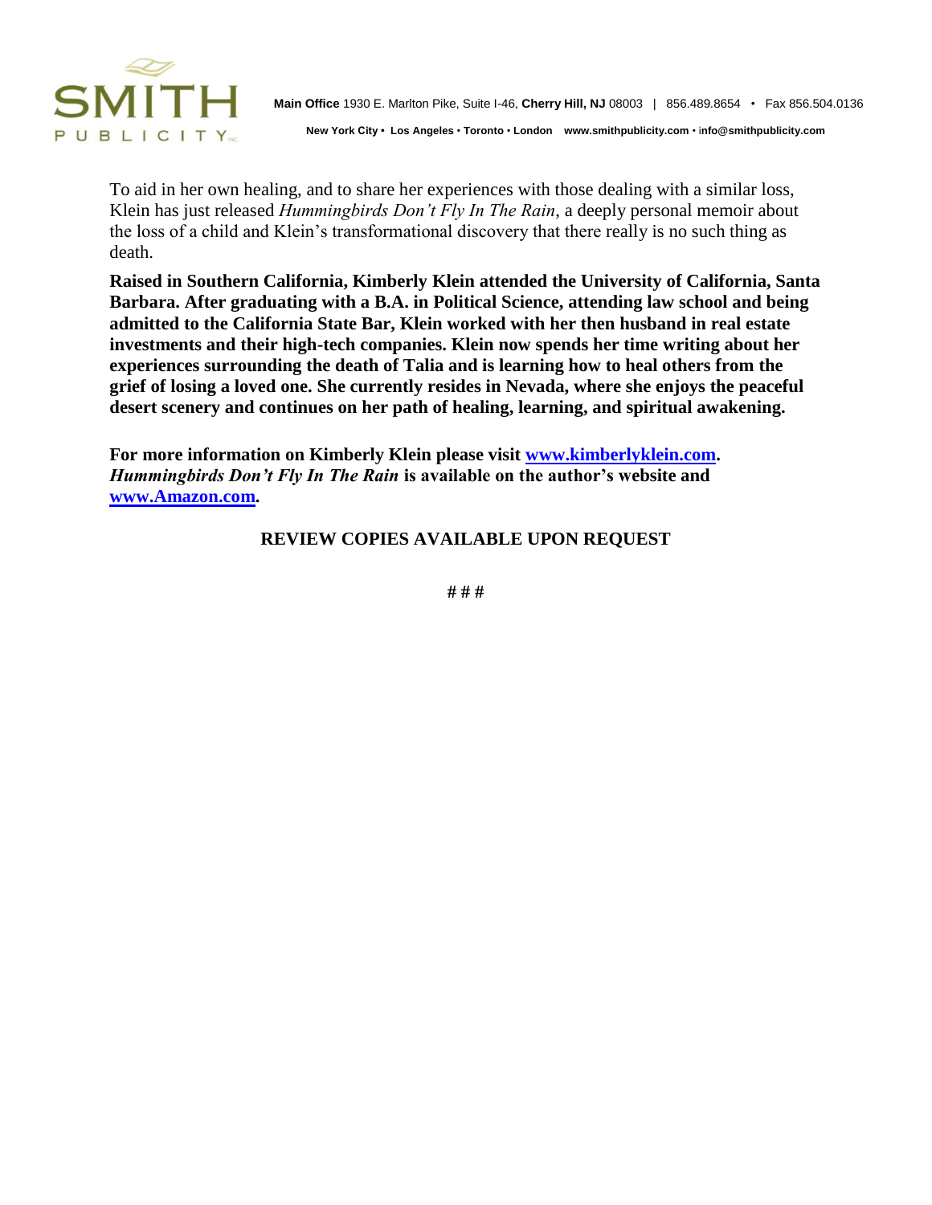To aid in her own healing, and to share her experiences with those dealing with a similar loss, Klein has just released *Hummingbirds Don't Fly In The Rain*, a deeply personal memoir about the loss of a child and Klein's transformational discovery that there really is no such thing as death.

**Raised in Southern California, Kimberly Klein attended the University of California, Santa Barbara. After graduating with a B.A. in Political Science, attending law school and being admitted to the California State Bar, Klein worked with her then husband in real estate investments and their high-tech companies. Klein now spends her time writing about her experiences surrounding the death of Talia and is learning how to heal others from the grief of losing a loved one. She currently resides in Nevada, where she enjoys the peaceful desert scenery and continues on her path of healing, learning, and spiritual awakening.**

**For more information on Kimberly Klein please visit [www.kimberlyklein.com](http://www.kimberlyklein.com). *Hummingbirds Don't Fly In The Rain* is available on the author's website and [www.Amazon.com](http://www.Amazon.com).**

**REVIEW COPIES AVAILABLE UPON REQUEST**

**# # #**